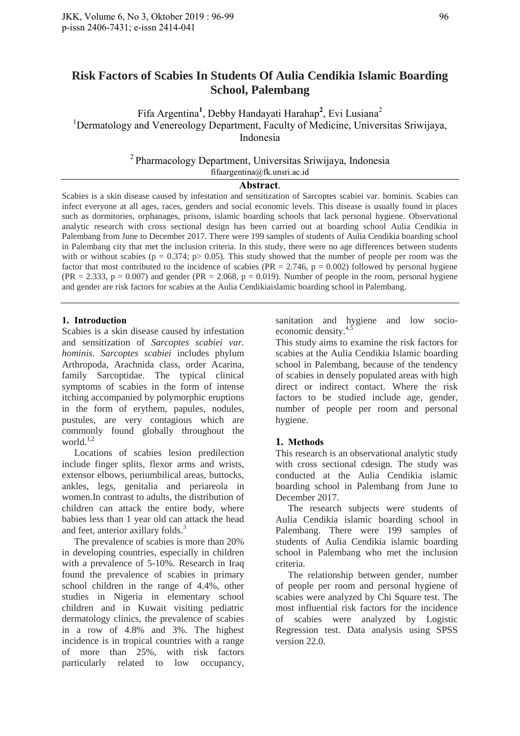# Risk Factors of Scabies In Students Of Aulia Cendikia Islamic Boarding School, Palembang

Fifa Argentina[1], Debby Handayati Harahap[2], Evi Lusiana[2]

[1]Dermatology and Venereology Department, Faculty of Medicine, Universitas Sriwijaya, Indonesia

[2] Pharmacology Department, Universitas Sriwijaya, Indonesia

fifaargentina@fk.unsri.ac.id

## Abstract.

Scabies is a skin disease caused by infestation and sensitization of Sarcoptes scabiei var. hominis. Scabies can infect everyone at all ages, races, genders and social economic levels. This disease is usually found in places such as dormitories, orphanages, prisons, islamic boarding schools that lack personal hygiene. Observational analytic research with cross sectional design has been carried out at boarding school Aulia Cendikia in Palembang from June to December 2017. There were 199 samples of students of Aulia Cendikia boarding school in Palembang city that met the inclusion criteria. In this study, there were no age differences between students with or without scabies ($p = 0.374$; $p > 0.05$). This study showed that the number of people per room was the factor that most contributed to the incidence of scabies ($PR = 2.746$, $p = 0.002$) followed by personal hygiene ($PR = 2.333$, $p = 0.007$) and gender ($PR = 2.068$, $p = 0.019$). Number of people in the room, personal hygiene and gender are risk factors for scabies at the Aulia Cendikiaislamic boarding school in Palembang.

## 1. Introduction

Scabies is a skin disease caused by infestation and sensitization of *Sarcoptes scabiei var. hominis*. *Sarcoptes scabiei* includes phylum Arthropoda, Arachnida class, order Acarina, family Sarcoptidae. The typical clinical symptoms of scabies in the form of intense itching accompanied by polymorphic eruptions in the form of erythem, papules, nodules, pustules, are very contagious which are commonly found globally throughout the world.[1,2]

Locations of scabies lesion predilection include finger splits, flexor arms and wrists, extensor elbows, periumbilical areas, buttocks, ankles, legs, genitalia and periareola in women.In contrast to adults, the distribution of children can attack the entire body, where babies less than 1 year old can attack the head and feet, anterior axillary folds.[3]

The prevalence of scabies is more than 20% in developing countries, especially in children with a prevalence of 5-10%. Research in Iraq found the prevalence of scabies in primary school children in the range of 4.4%, other studies in Nigeria in elementary school children and in Kuwait visiting pediatric dermatology clinics, the prevalence of scabies in a row of 4.8% and 3%. The highest incidence is in tropical countries with a range of more than 25%, with risk factors particularly related to low occupancy, sanitation and hygiene and low socio-economic density.[4,5]

This study aims to examine the risk factors for scabies at the Aulia Cendikia Islamic boarding school in Palembang, because of the tendency of scabies in densely populated areas with high direct or indirect contact. Where the risk factors to be studied include age, gender, number of people per room and personal hygiene.

## 1. Methods

This research is an observational analytic study with cross sectional cdesign. The study was conducted at the Aulia Cendikia islamic boarding school in Palembang from June to December 2017.

The research subjects were students of Aulia Cendikia islamic boarding school in Palembang. There were 199 samples of students of Aulia Cendikia islamic boarding school in Palembang who met the inclusion criteria.

The relationship between gender, number of people per room and personal hygiene of scabies were analyzed by Chi Square test. The most influential risk factors for the incidence of scabies were analyzed by Logistic Regression test. Data analysis using SPSS version 22.0.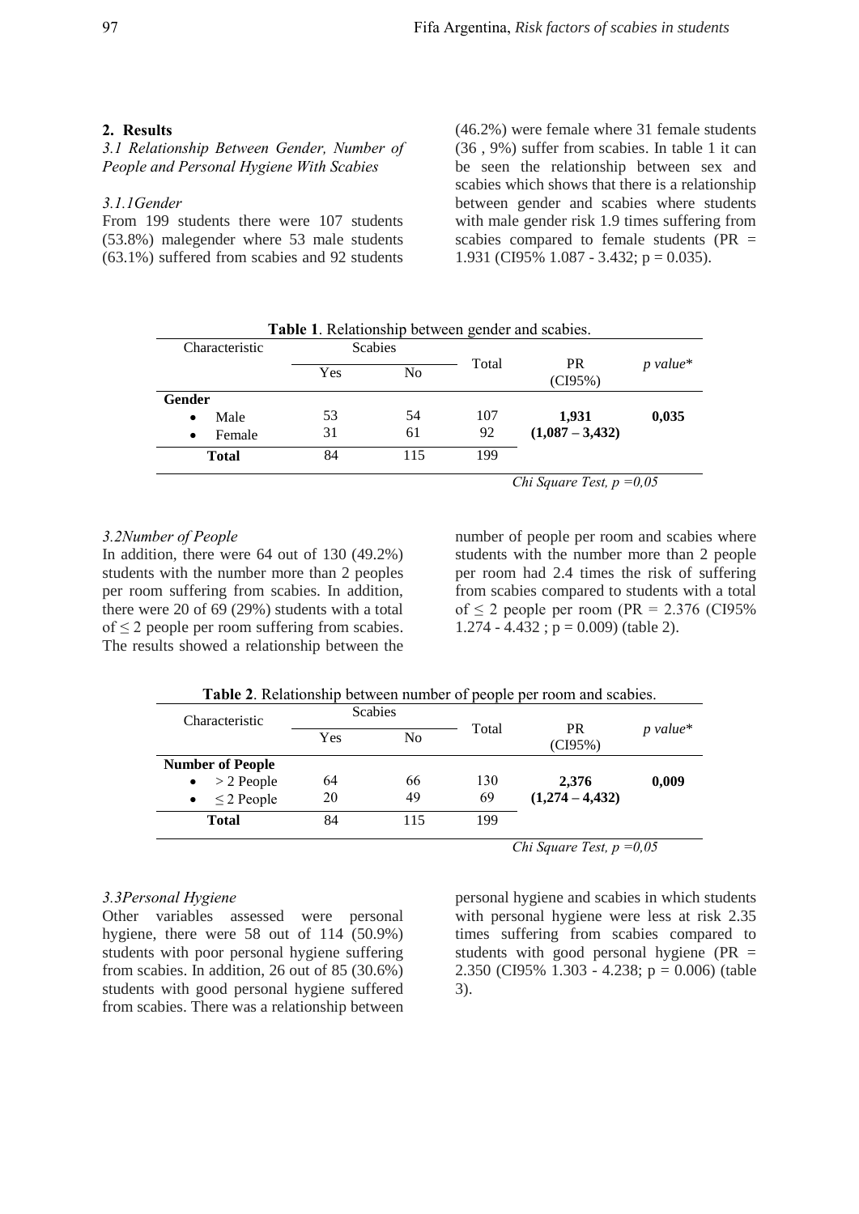## 2. Results

### *3.1 Relationship Between Gender, Number of People and Personal Hygiene With Scabies*

#### *3.1.1Gender*

From 199 students there were 107 students (53.8%) malegender where 53 male students (63.1%) suffered from scabies and 92 students (46.2%) were female where 31 female students (36 , 9%) suffer from scabies. In table 1 it can be seen the relationship between sex and scabies which shows that there is a relationship between gender and scabies where students with male gender risk 1.9 times suffering from scabies compared to female students (PR = 1.931 (CI95% 1.087 - 3.432; p = 0.035).

**Table 1**. Relationship between gender and scabies.

| Characteristic | Scabies | | Total | PR (CI95%) | *p value\** |
|---|---|---|---|---|---|
| | Yes | No | | | |
| **Gender** | | | | | |
| • Male | 53 | 54 | 107 | **1,931** | **0,035** |
| • Female | 31 | 61 | 92 | **(1,087 – 3,432)** | |
| **Total** | 84 | 115 | 199 | | |

*Chi Square Test, p =0,05*

### *3.2Number of People*

In addition, there were 64 out of 130 (49.2%) students with the number more than 2 peoples per room suffering from scabies. In addition, there were 20 of 69 (29%) students with a total of ≤ 2 people per room suffering from scabies. The results showed a relationship between the number of people per room and scabies where students with the number more than 2 people per room had 2.4 times the risk of suffering from scabies compared to students with a total of ≤ 2 people per room (PR = 2.376 (CI95% 1.274 - 4.432 ; p = 0.009) (table 2).

**Table 2**. Relationship between number of people per room and scabies.

| Characteristic | Scabies | | Total | PR (CI95%) | *p value\** |
|---|---|---|---|---|---|
| | Yes | No | | | |
| **Number of People** | | | | | |
| • > 2 People | 64 | 66 | 130 | **2,376** | **0,009** |
| • ≤ 2 People | 20 | 49 | 69 | **(1,274 – 4,432)** | |
| **Total** | 84 | 115 | 199 | | |

*Chi Square Test, p =0,05*

### *3.3Personal Hygiene*

Other variables assessed were personal hygiene, there were 58 out of 114 (50.9%) students with poor personal hygiene suffering from scabies. In addition, 26 out of 85 (30.6%) students with good personal hygiene suffered from scabies. There was a relationship between personal hygiene and scabies in which students with personal hygiene were less at risk 2.35 times suffering from scabies compared to students with good personal hygiene (PR = 2.350 (CI95% 1.303 - 4.238; p = 0.006) (table 3).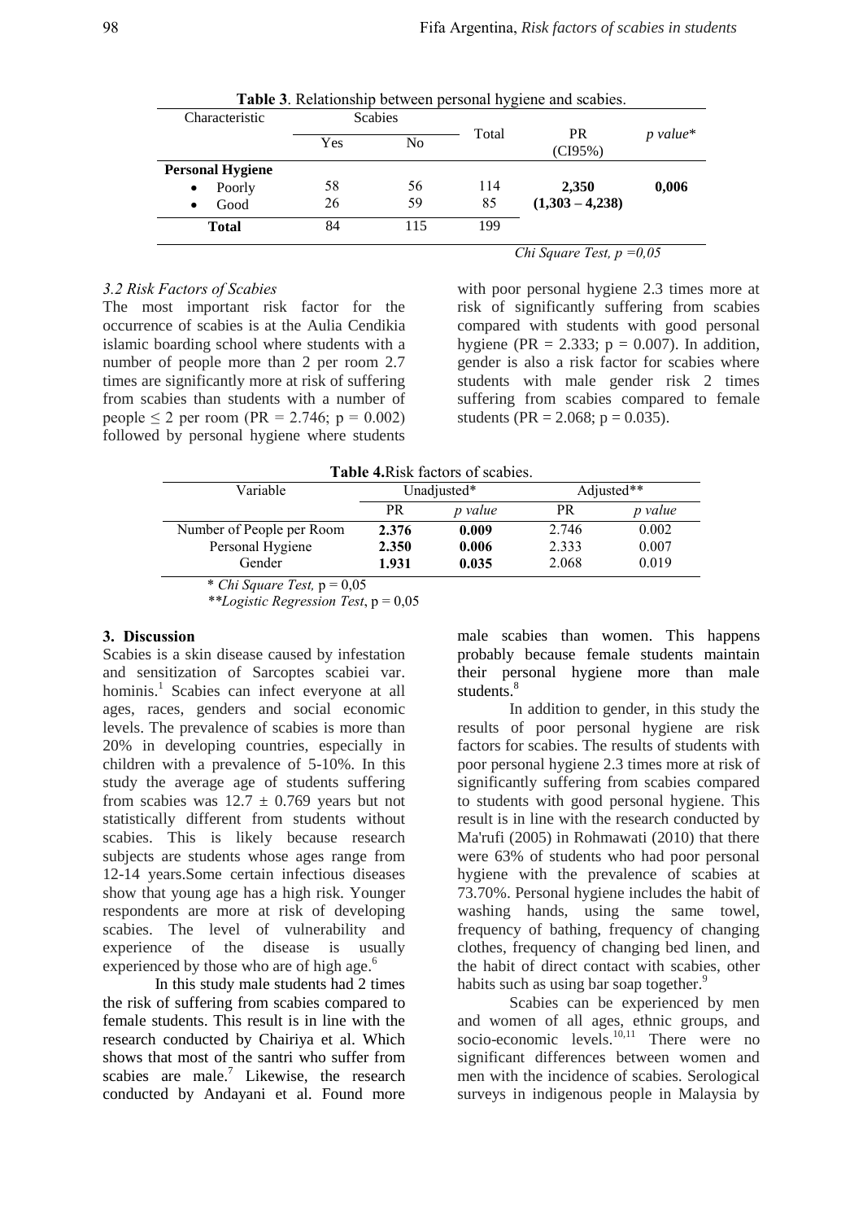**Table 3**. Relationship between personal hygiene and scabies.

| Characteristic | Scabies | | Total | PR (CI95%) | *p value** |
|---|---|---|---|---|---|
| | Yes | No | | | |
| **Personal Hygiene** | | | | | |
| • Poorly | 58 | 56 | 114 | **2,350** | **0,006** |
| • Good | 26 | 59 | 85 | **(1,303 – 4,238)** | |
| **Total** | 84 | 115 | 199 | | |

*Chi Square Test, p =0,05*

### *3.2 Risk Factors of Scabies*

The most important risk factor for the occurrence of scabies is at the Aulia Cendikia islamic boarding school where students with a number of people more than 2 per room 2.7 times are significantly more at risk of suffering from scabies than students with a number of people $\leq 2$ per room (PR = 2.746; p = 0.002) followed by personal hygiene where students with poor personal hygiene 2.3 times more at risk of significantly suffering from scabies compared with students with good personal hygiene (PR = 2.333; p = 0.007). In addition, gender is also a risk factor for scabies where students with male gender risk 2 times suffering from scabies compared to female students (PR = 2.068; p = 0.035).

**Table 4.** Risk factors of scabies.

| Variable | Unadjusted* | | Adjusted** | |
|---|---|---|---|---|
| | PR | *p value* | PR | *p value* |
| Number of People per Room | **2.376** | **0.009** | 2.746 | 0.002 |
| Personal Hygiene | **2.350** | **0.006** | 2.333 | 0.007 |
| Gender | **1.931** | **0.035** | 2.068 | 0.019 |

\* *Chi Square Test,* p = 0,05

\*\**Logistic Regression Test*, p = 0,05

## 3. Discussion

Scabies is a skin disease caused by infestation and sensitization of Sarcoptes scabiei var. hominis.[1] Scabies can infect everyone at all ages, races, genders and social economic levels. The prevalence of scabies is more than 20% in developing countries, especially in children with a prevalence of 5-10%. In this study the average age of students suffering from scabies was $12.7 \pm 0.769$ years but not statistically different from students without scabies. This is likely because research subjects are students whose ages range from 12-14 years.Some certain infectious diseases show that young age has a high risk. Younger respondents are more at risk of developing scabies. The level of vulnerability and experience of the disease is usually experienced by those who are of high age.[6]

In this study male students had 2 times the risk of suffering from scabies compared to female students. This result is in line with the research conducted by Chairiya et al. Which shows that most of the santri who suffer from scabies are male.[7] Likewise, the research conducted by Andayani et al. Found more male scabies than women. This happens probably because female students maintain their personal hygiene more than male students.[8]

In addition to gender, in this study the results of poor personal hygiene are risk factors for scabies. The results of students with poor personal hygiene 2.3 times more at risk of significantly suffering from scabies compared to students with good personal hygiene. This result is in line with the research conducted by Ma'rufi (2005) in Rohmawati (2010) that there were 63% of students who had poor personal hygiene with the prevalence of scabies at 73.70%. Personal hygiene includes the habit of washing hands, using the same towel, frequency of bathing, frequency of changing clothes, frequency of changing bed linen, and the habit of direct contact with scabies, other habits such as using bar soap together.[9]

Scabies can be experienced by men and women of all ages, ethnic groups, and socio-economic levels.[10,11] There were no significant differences between women and men with the incidence of scabies. Serological surveys in indigenous people in Malaysia by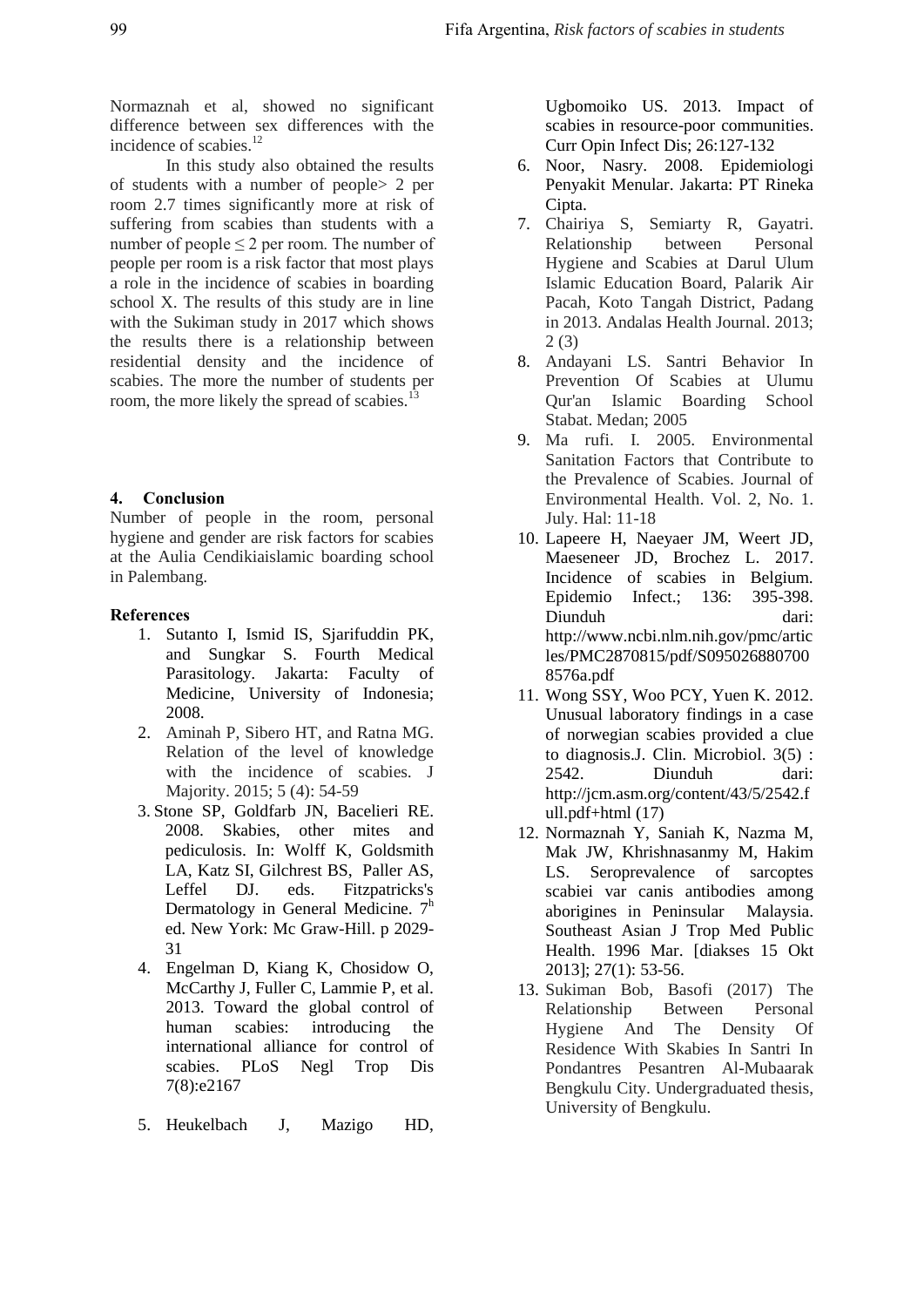Normaznah et al, showed no significant difference between sex differences with the incidence of scabies.[12]

In this study also obtained the results of students with a number of people> 2 per room 2.7 times significantly more at risk of suffering from scabies than students with a number of people ≤ 2 per room. The number of people per room is a risk factor that most plays a role in the incidence of scabies in boarding school X. The results of this study are in line with the Sukiman study in 2017 which shows the results there is a relationship between residential density and the incidence of scabies. The more the number of students per room, the more likely the spread of scabies.[13]

## 4. Conclusion

Number of people in the room, personal hygiene and gender are risk factors for scabies at the Aulia Cendikiaislamic boarding school in Palembang.

## References

1. Sutanto I, Ismid IS, Sjarifuddin PK, and Sungkar S. Fourth Medical Parasitology. Jakarta: Faculty of Medicine, University of Indonesia; 2008.
2. Aminah P, Sibero HT, and Ratna MG. Relation of the level of knowledge with the incidence of scabies. J Majority. 2015; 5 (4): 54-59
3. Stone SP, Goldfarb JN, Bacelieri RE. 2008. Skabies, other mites and pediculosis. In: Wolff K, Goldsmith LA, Katz SI, Gilchrest BS, Paller AS, Leffel DJ. eds. Fitzpatricks's Dermatology in General Medicine. 7h ed. New York: Mc Graw-Hill. p 2029-31
4. Engelman D, Kiang K, Chosidow O, McCarthy J, Fuller C, Lammie P, et al. 2013. Toward the global control of human scabies: introducing the international alliance for control of scabies. PLoS Negl Trop Dis 7(8):e2167
5. Heukelbach J, Mazigo HD, Ugbomoiko US. 2013. Impact of scabies in resource-poor communities. Curr Opin Infect Dis; 26:127-132
6. Noor, Nasry. 2008. Epidemiologi Penyakit Menular. Jakarta: PT Rineka Cipta.
7. Chairiya S, Semiarty R, Gayatri. Relationship between Personal Hygiene and Scabies at Darul Ulum Islamic Education Board, Palarik Air Pacah, Koto Tangah District, Padang in 2013. Andalas Health Journal. 2013; 2 (3)
8. Andayani LS. Santri Behavior In Prevention Of Scabies at Ulumu Qur'an Islamic Boarding School Stabat. Medan; 2005
9. Ma rufi. I. 2005. Environmental Sanitation Factors that Contribute to the Prevalence of Scabies. Journal of Environmental Health. Vol. 2, No. 1. July. Hal: 11-18
10. Lapeere H, Naeyaer JM, Weert JD, Maeseneer JD, Brochez L. 2017. Incidence of scabies in Belgium. Epidemio Infect.; 136: 395-398. Diunduh dari: http://www.ncbi.nlm.nih.gov/pmc/articles/PMC2870815/pdf/S0950268807008576a.pdf
11. Wong SSY, Woo PCY, Yuen K. 2012. Unusual laboratory findings in a case of norwegian scabies provided a clue to diagnosis.J. Clin. Microbiol. 3(5) : 2542. Diunduh dari: http://jcm.asm.org/content/43/5/2542.full.pdf+html (17)
12. Normaznah Y, Saniah K, Nazma M, Mak JW, Khrishnasanmy M, Hakim LS. Seroprevalence of sarcoptes scabiei var canis antibodies among aborigines in Peninsular Malaysia. Southeast Asian J Trop Med Public Health. 1996 Mar. [diakses 15 Okt 2013]; 27(1): 53-56.
13. Sukiman Bob, Basofi (2017) The Relationship Between Personal Hygiene And The Density Of Residence With Skabies In Santri In Pondantres Pesantren Al-Mubaarak Bengkulu City. Undergraduated thesis, University of Bengkulu.